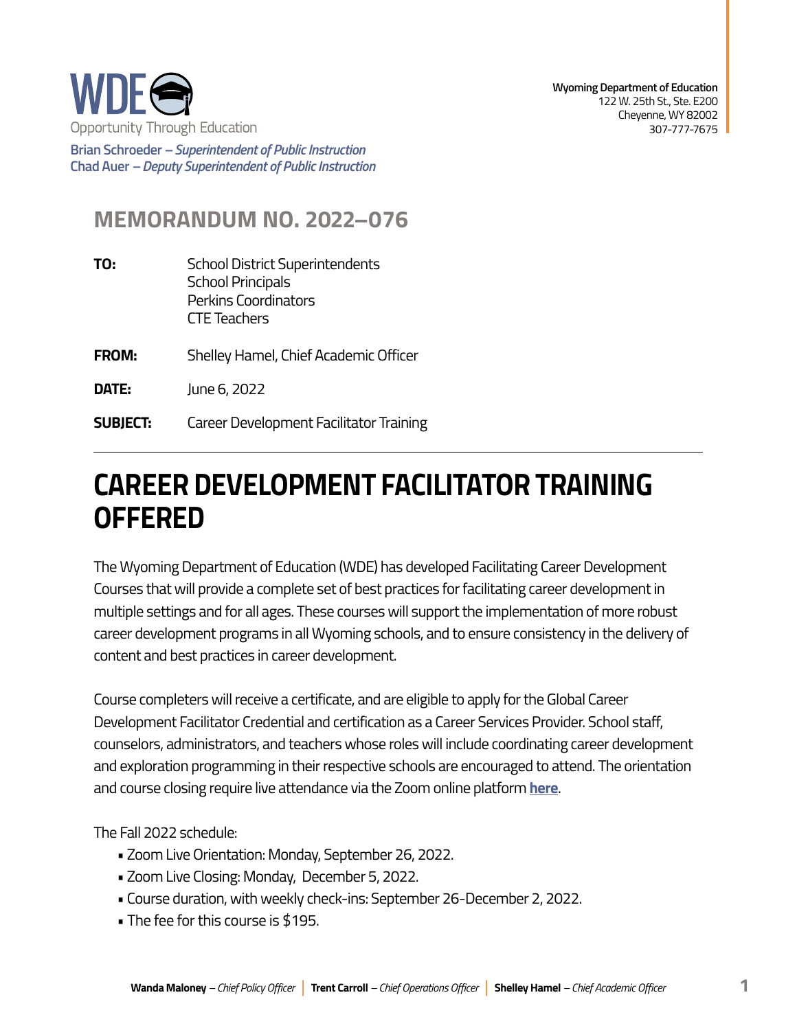WDE
Opportunity Through Education

**Brian Schroeder** – *Superintendent of Public Instruction*
**Chad Auer** – *Deputy Superintendent of Public Instruction*

**Wyoming Department of Education**
122 W. 25th St., Ste. E200
Cheyenne, WY 82002
307-777-7675

## MEMORANDUM NO. 2022–076

**TO:** School District Superintendents
School Principals
Perkins Coordinators
CTE Teachers

**FROM:** Shelley Hamel, Chief Academic Officer

**DATE:** June 6, 2022

**SUBJECT:** Career Development Facilitator Training

---

# CAREER DEVELOPMENT FACILITATOR TRAINING OFFERED

The Wyoming Department of Education (WDE) has developed Facilitating Career Development Courses that will provide a complete set of best practices for facilitating career development in multiple settings and for all ages. These courses will support the implementation of more robust career development programs in all Wyoming schools, and to ensure consistency in the delivery of content and best practices in career development.

Course completers will receive a certificate, and are eligible to apply for the Global Career Development Facilitator Credential and certification as a Career Services Provider. School staff, counselors, administrators, and teachers whose roles will include coordinating career development and exploration programming in their respective schools are encouraged to attend. The orientation and course closing require live attendance via the Zoom online platform **here**.

The Fall 2022 schedule:

- Zoom Live Orientation: Monday, September 26, 2022.
- Zoom Live Closing: Monday, December 5, 2022.
- Course duration, with weekly check-ins: September 26-December 2, 2022.
- The fee for this course is $195.

**Wanda Maloney** – *Chief Policy Officer* | **Trent Carroll** – *Chief Operations Officer* | **Shelley Hamel** – *Chief Academic Officer*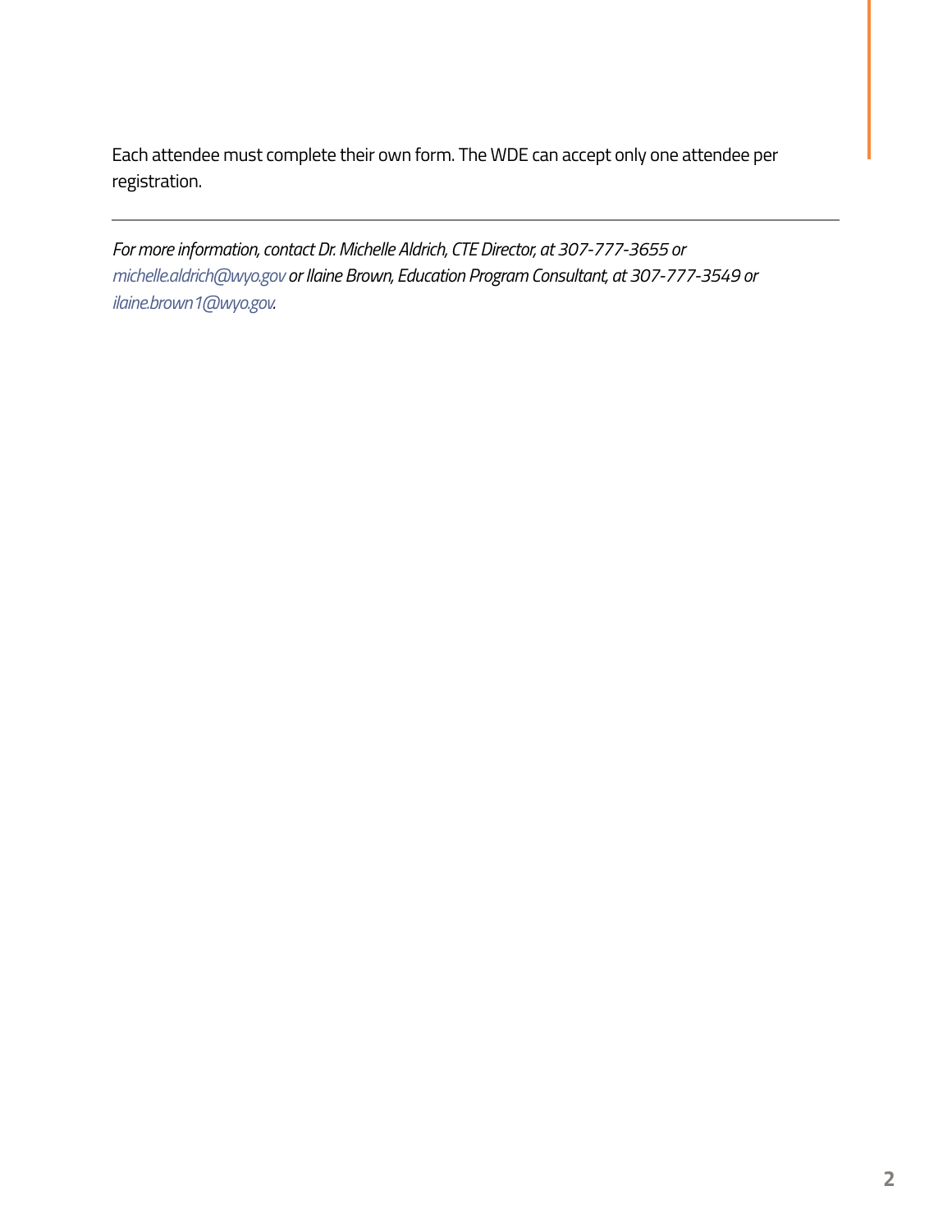Each attendee must complete their own form. The WDE can accept only one attendee per registration.

---

*For more information, contact Dr. Michelle Aldrich, CTE Director, at 307-777-3655 or michelle.aldrich@wyo.gov or Ilaine Brown, Education Program Consultant, at 307-777-3549 or ilaine.brown1@wyo.gov.*